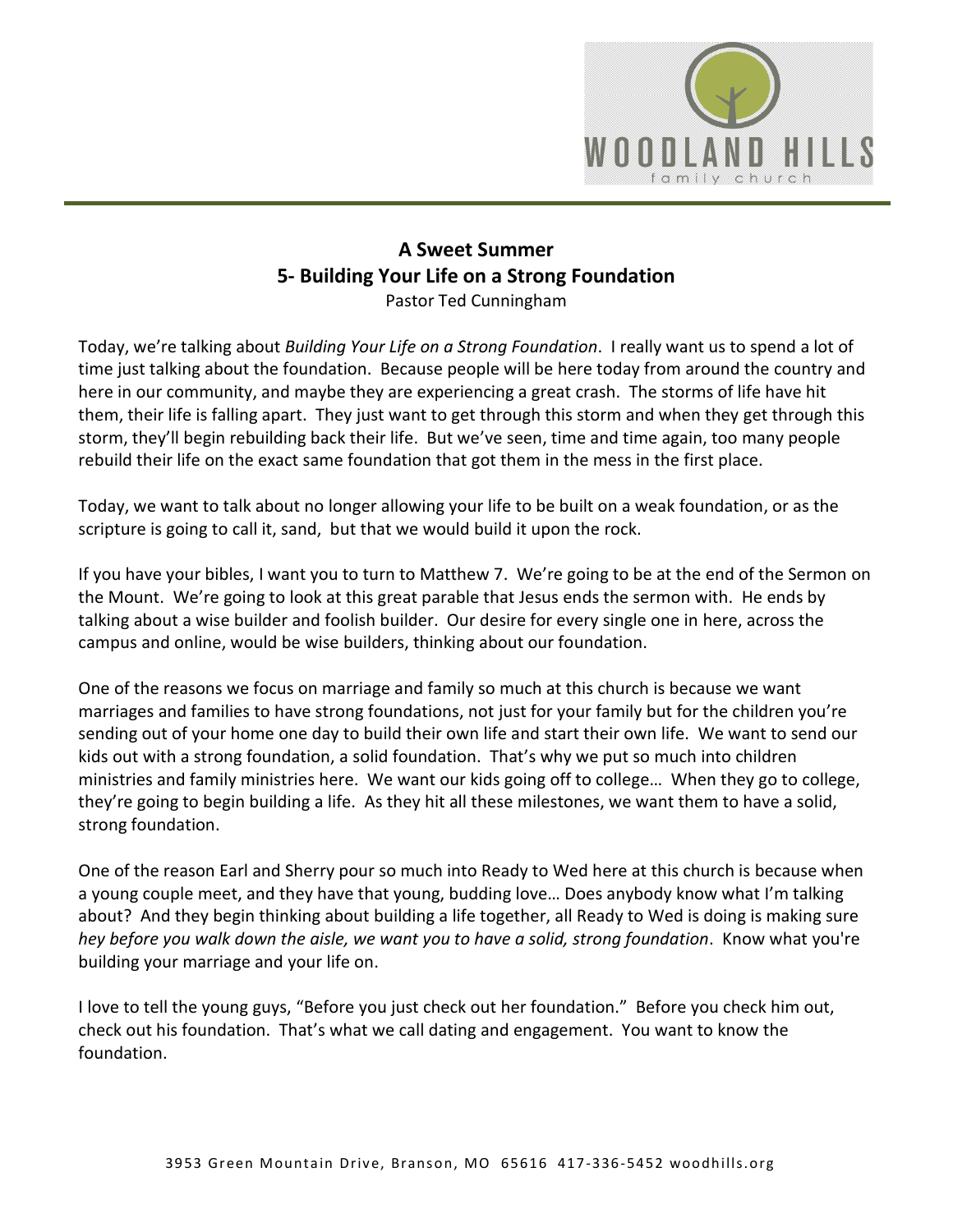# A Sweet Summer
## 5- Building Your Life on a Strong Foundation
Pastor Ted Cunningham

Today, we're talking about *Building Your Life on a Strong Foundation*. I really want us to spend a lot of time just talking about the foundation. Because people will be here today from around the country and here in our community, and maybe they are experiencing a great crash. The storms of life have hit them, their life is falling apart. They just want to get through this storm and when they get through this storm, they'll begin rebuilding back their life. But we've seen, time and time again, too many people rebuild their life on the exact same foundation that got them in the mess in the first place.

Today, we want to talk about no longer allowing your life to be built on a weak foundation, or as the scripture is going to call it, sand, but that we would build it upon the rock.

If you have your bibles, I want you to turn to Matthew 7. We're going to be at the end of the Sermon on the Mount. We're going to look at this great parable that Jesus ends the sermon with. He ends by talking about a wise builder and foolish builder. Our desire for every single one in here, across the campus and online, would be wise builders, thinking about our foundation.

One of the reasons we focus on marriage and family so much at this church is because we want marriages and families to have strong foundations, not just for your family but for the children you're sending out of your home one day to build their own life and start their own life. We want to send our kids out with a strong foundation, a solid foundation. That's why we put so much into children ministries and family ministries here. We want our kids going off to college… When they go to college, they're going to begin building a life. As they hit all these milestones, we want them to have a solid, strong foundation.

One of the reason Earl and Sherry pour so much into Ready to Wed here at this church is because when a young couple meet, and they have that young, budding love… Does anybody know what I'm talking about? And they begin thinking about building a life together, all Ready to Wed is doing is making sure *hey before you walk down the aisle, we want you to have a solid, strong foundation*. Know what you're building your marriage and your life on.

I love to tell the young guys, "Before you just check out her foundation." Before you check him out, check out his foundation. That's what we call dating and engagement. You want to know the foundation.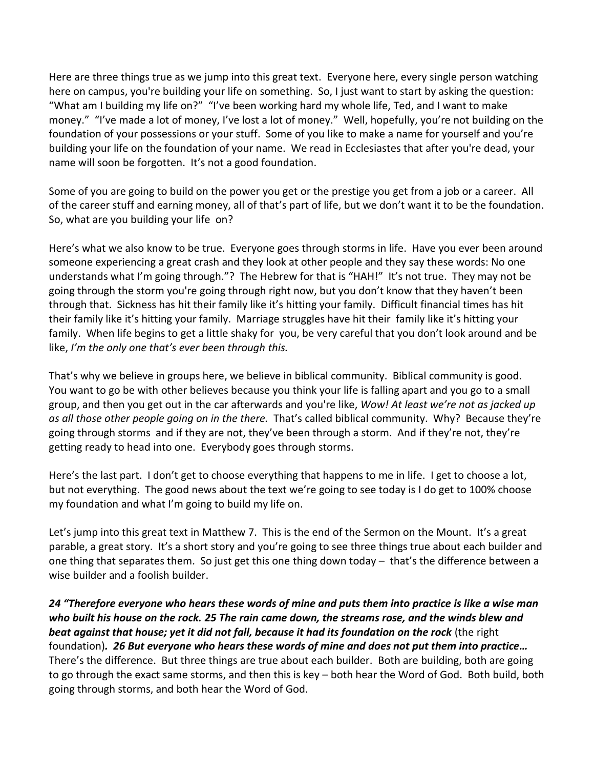Here are three things true as we jump into this great text. Everyone here, every single person watching here on campus, you're building your life on something. So, I just want to start by asking the question: "What am I building my life on?" "I've been working hard my whole life, Ted, and I want to make money." "I've made a lot of money, I've lost a lot of money." Well, hopefully, you're not building on the foundation of your possessions or your stuff. Some of you like to make a name for yourself and you're building your life on the foundation of your name. We read in Ecclesiastes that after you're dead, your name will soon be forgotten. It's not a good foundation.

Some of you are going to build on the power you get or the prestige you get from a job or a career. All of the career stuff and earning money, all of that's part of life, but we don't want it to be the foundation. So, what are you building your life on?

Here's what we also know to be true. Everyone goes through storms in life. Have you ever been around someone experiencing a great crash and they look at other people and they say these words: No one understands what I'm going through."? The Hebrew for that is "HAH!" It's not true. They may not be going through the storm you're going through right now, but you don't know that they haven't been through that. Sickness has hit their family like it's hitting your family. Difficult financial times has hit their family like it's hitting your family. Marriage struggles have hit their family like it's hitting your family. When life begins to get a little shaky for you, be very careful that you don't look around and be like, *I'm the only one that's ever been through this.*

That's why we believe in groups here, we believe in biblical community. Biblical community is good. You want to go be with other believes because you think your life is falling apart and you go to a small group, and then you get out in the car afterwards and you're like, *Wow! At least we're not as jacked up as all those other people going on in the there.* That's called biblical community. Why? Because they're going through storms and if they are not, they've been through a storm. And if they're not, they're getting ready to head into one. Everybody goes through storms.

Here's the last part. I don't get to choose everything that happens to me in life. I get to choose a lot, but not everything. The good news about the text we're going to see today is I do get to 100% choose my foundation and what I'm going to build my life on.

Let's jump into this great text in Matthew 7. This is the end of the Sermon on the Mount. It's a great parable, a great story. It's a short story and you're going to see three things true about each builder and one thing that separates them. So just get this one thing down today – that's the difference between a wise builder and a foolish builder.

***24 "Therefore everyone who hears these words of mine and puts them into practice is like a wise man who built his house on the rock. 25 The rain came down, the streams rose, and the winds blew and beat against that house; yet it did not fall, because it had its foundation on the rock*** (the right foundation)***. 26 But everyone who hears these words of mine and does not put them into practice…*** There's the difference. But three things are true about each builder. Both are building, both are going to go through the exact same storms, and then this is key – both hear the Word of God. Both build, both going through storms, and both hear the Word of God.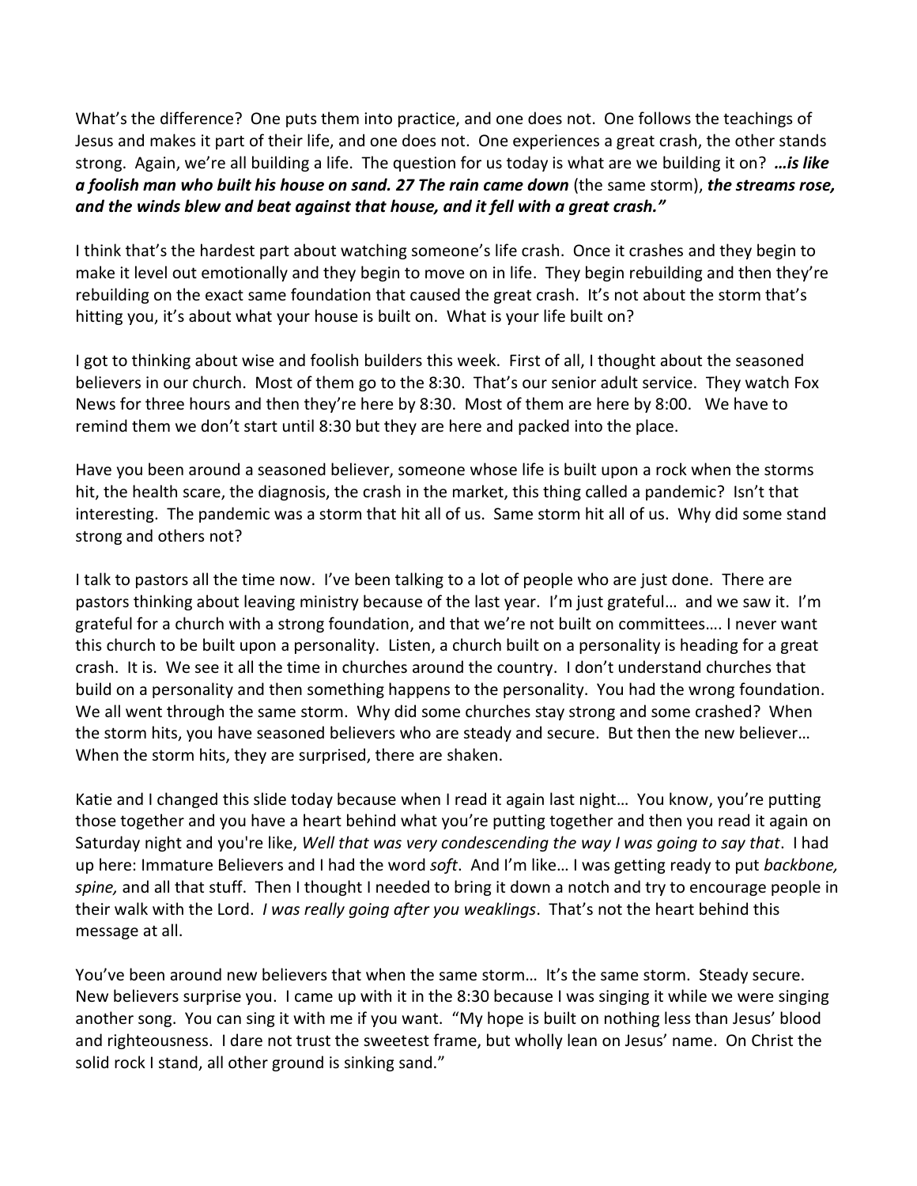What's the difference? One puts them into practice, and one does not. One follows the teachings of Jesus and makes it part of their life, and one does not. One experiences a great crash, the other stands strong. Again, we're all building a life. The question for us today is what are we building it on? ***…is like a foolish man who built his house on sand. 27 The rain came down*** (the same storm), ***the streams rose, and the winds blew and beat against that house, and it fell with a great crash."***

I think that's the hardest part about watching someone's life crash. Once it crashes and they begin to make it level out emotionally and they begin to move on in life. They begin rebuilding and then they're rebuilding on the exact same foundation that caused the great crash. It's not about the storm that's hitting you, it's about what your house is built on. What is your life built on?

I got to thinking about wise and foolish builders this week. First of all, I thought about the seasoned believers in our church. Most of them go to the 8:30. That's our senior adult service. They watch Fox News for three hours and then they're here by 8:30. Most of them are here by 8:00. We have to remind them we don't start until 8:30 but they are here and packed into the place.

Have you been around a seasoned believer, someone whose life is built upon a rock when the storms hit, the health scare, the diagnosis, the crash in the market, this thing called a pandemic? Isn't that interesting. The pandemic was a storm that hit all of us. Same storm hit all of us. Why did some stand strong and others not?

I talk to pastors all the time now. I've been talking to a lot of people who are just done. There are pastors thinking about leaving ministry because of the last year. I'm just grateful… and we saw it. I'm grateful for a church with a strong foundation, and that we're not built on committees…. I never want this church to be built upon a personality. Listen, a church built on a personality is heading for a great crash. It is. We see it all the time in churches around the country. I don't understand churches that build on a personality and then something happens to the personality. You had the wrong foundation. We all went through the same storm. Why did some churches stay strong and some crashed? When the storm hits, you have seasoned believers who are steady and secure. But then the new believer… When the storm hits, they are surprised, there are shaken.

Katie and I changed this slide today because when I read it again last night… You know, you're putting those together and you have a heart behind what you're putting together and then you read it again on Saturday night and you're like, *Well that was very condescending the way I was going to say that*. I had up here: Immature Believers and I had the word *soft*. And I'm like… I was getting ready to put *backbone, spine,* and all that stuff. Then I thought I needed to bring it down a notch and try to encourage people in their walk with the Lord. *I was really going after you weaklings*. That's not the heart behind this message at all.

You've been around new believers that when the same storm… It's the same storm. Steady secure. New believers surprise you. I came up with it in the 8:30 because I was singing it while we were singing another song. You can sing it with me if you want. "My hope is built on nothing less than Jesus' blood and righteousness. I dare not trust the sweetest frame, but wholly lean on Jesus' name. On Christ the solid rock I stand, all other ground is sinking sand."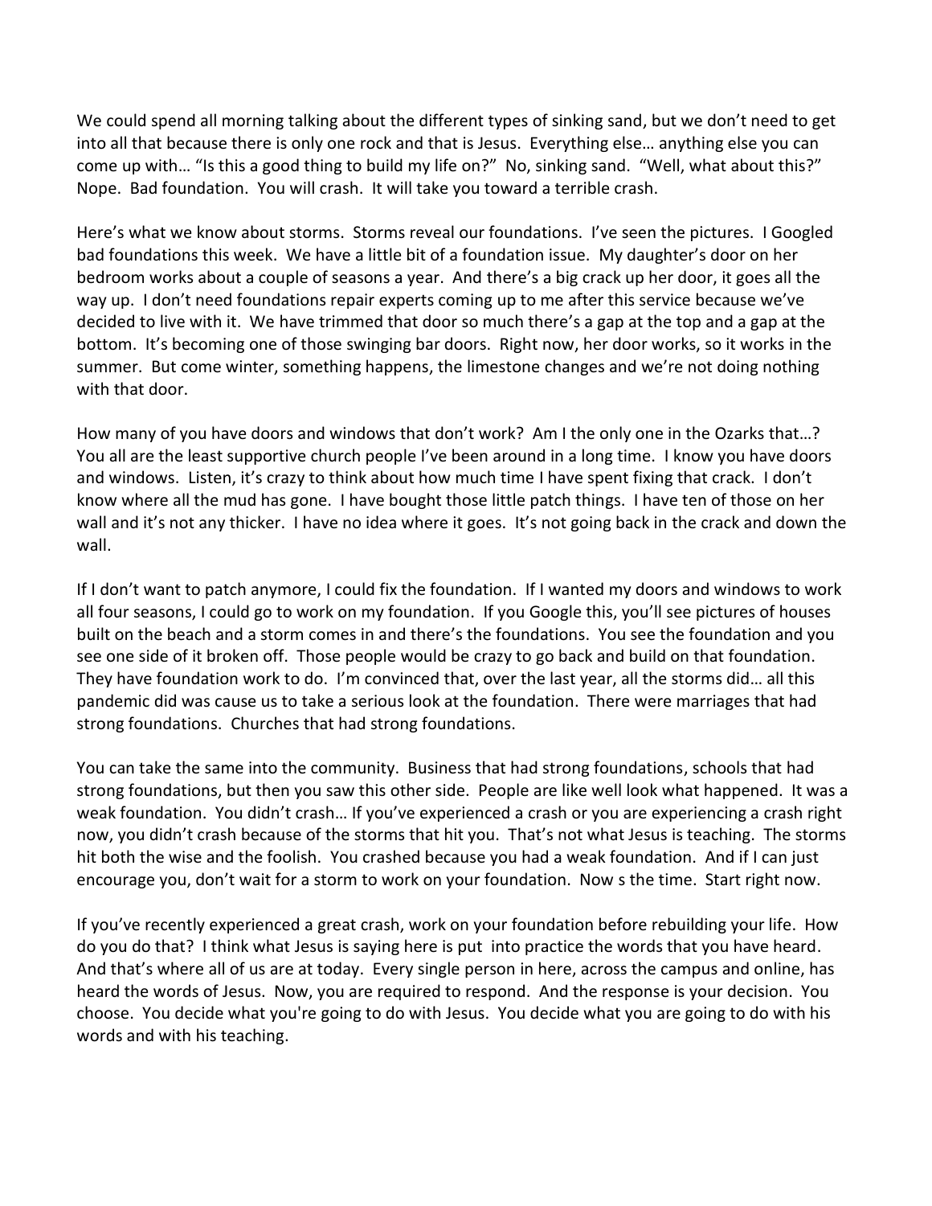We could spend all morning talking about the different types of sinking sand, but we don't need to get into all that because there is only one rock and that is Jesus. Everything else… anything else you can come up with… "Is this a good thing to build my life on?" No, sinking sand. "Well, what about this?" Nope. Bad foundation. You will crash. It will take you toward a terrible crash.

Here's what we know about storms. Storms reveal our foundations. I've seen the pictures. I Googled bad foundations this week. We have a little bit of a foundation issue. My daughter's door on her bedroom works about a couple of seasons a year. And there's a big crack up her door, it goes all the way up. I don't need foundations repair experts coming up to me after this service because we've decided to live with it. We have trimmed that door so much there's a gap at the top and a gap at the bottom. It's becoming one of those swinging bar doors. Right now, her door works, so it works in the summer. But come winter, something happens, the limestone changes and we're not doing nothing with that door.

How many of you have doors and windows that don't work? Am I the only one in the Ozarks that…? You all are the least supportive church people I've been around in a long time. I know you have doors and windows. Listen, it's crazy to think about how much time I have spent fixing that crack. I don't know where all the mud has gone. I have bought those little patch things. I have ten of those on her wall and it's not any thicker. I have no idea where it goes. It's not going back in the crack and down the wall.

If I don't want to patch anymore, I could fix the foundation. If I wanted my doors and windows to work all four seasons, I could go to work on my foundation. If you Google this, you'll see pictures of houses built on the beach and a storm comes in and there's the foundations. You see the foundation and you see one side of it broken off. Those people would be crazy to go back and build on that foundation. They have foundation work to do. I'm convinced that, over the last year, all the storms did… all this pandemic did was cause us to take a serious look at the foundation. There were marriages that had strong foundations. Churches that had strong foundations.

You can take the same into the community. Business that had strong foundations, schools that had strong foundations, but then you saw this other side. People are like well look what happened. It was a weak foundation. You didn't crash… If you've experienced a crash or you are experiencing a crash right now, you didn't crash because of the storms that hit you. That's not what Jesus is teaching. The storms hit both the wise and the foolish. You crashed because you had a weak foundation. And if I can just encourage you, don't wait for a storm to work on your foundation. Now s the time. Start right now.

If you've recently experienced a great crash, work on your foundation before rebuilding your life. How do you do that? I think what Jesus is saying here is put into practice the words that you have heard. And that's where all of us are at today. Every single person in here, across the campus and online, has heard the words of Jesus. Now, you are required to respond. And the response is your decision. You choose. You decide what you're going to do with Jesus. You decide what you are going to do with his words and with his teaching.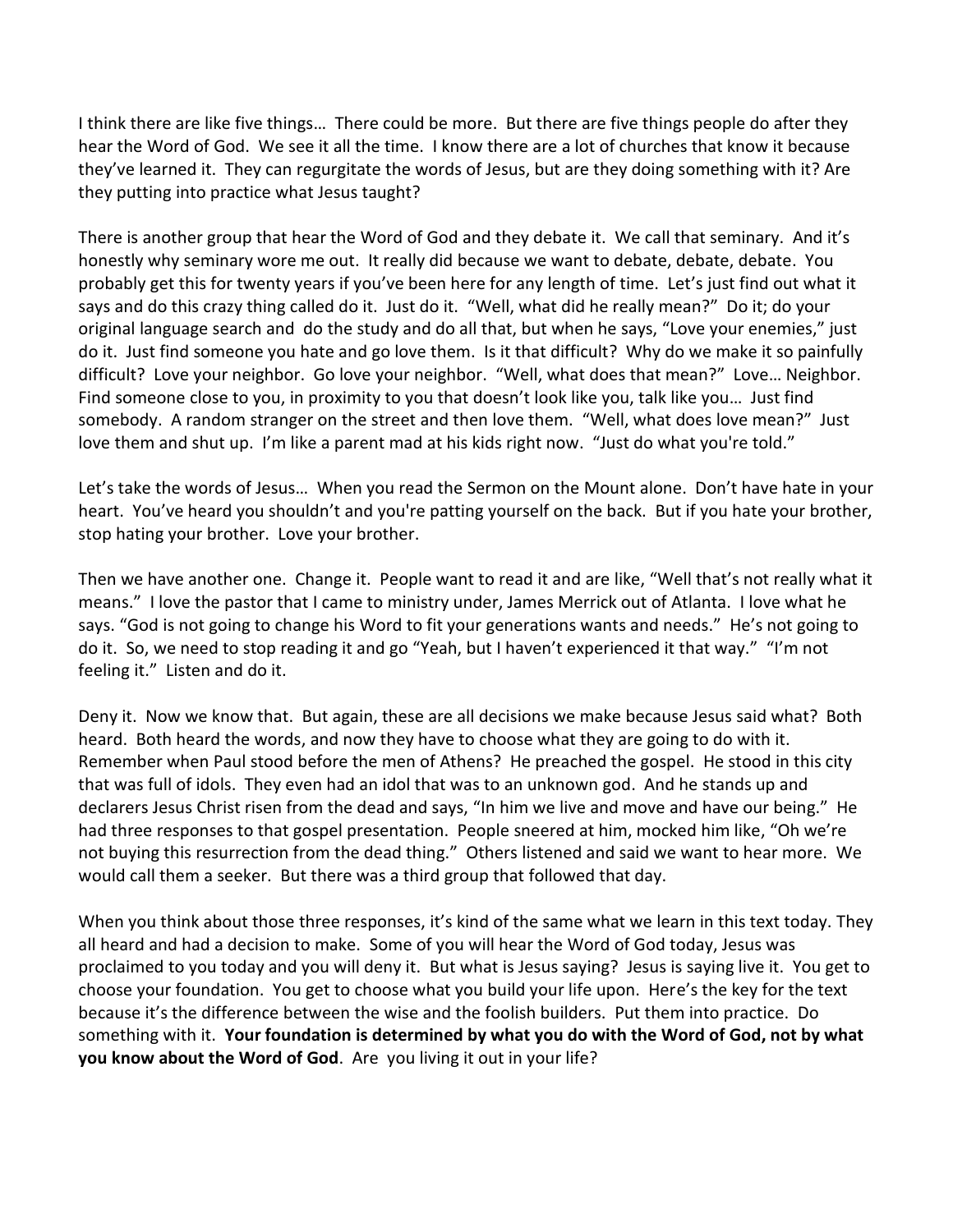I think there are like five things… There could be more. But there are five things people do after they hear the Word of God. We see it all the time. I know there are a lot of churches that know it because they've learned it. They can regurgitate the words of Jesus, but are they doing something with it? Are they putting into practice what Jesus taught?

There is another group that hear the Word of God and they debate it. We call that seminary. And it's honestly why seminary wore me out. It really did because we want to debate, debate, debate. You probably get this for twenty years if you've been here for any length of time. Let's just find out what it says and do this crazy thing called do it. Just do it. "Well, what did he really mean?" Do it; do your original language search and do the study and do all that, but when he says, "Love your enemies," just do it. Just find someone you hate and go love them. Is it that difficult? Why do we make it so painfully difficult? Love your neighbor. Go love your neighbor. "Well, what does that mean?" Love… Neighbor. Find someone close to you, in proximity to you that doesn't look like you, talk like you… Just find somebody. A random stranger on the street and then love them. "Well, what does love mean?" Just love them and shut up. I'm like a parent mad at his kids right now. "Just do what you're told."

Let's take the words of Jesus… When you read the Sermon on the Mount alone. Don't have hate in your heart. You've heard you shouldn't and you're patting yourself on the back. But if you hate your brother, stop hating your brother. Love your brother.

Then we have another one. Change it. People want to read it and are like, "Well that's not really what it means." I love the pastor that I came to ministry under, James Merrick out of Atlanta. I love what he says. "God is not going to change his Word to fit your generations wants and needs." He's not going to do it. So, we need to stop reading it and go "Yeah, but I haven't experienced it that way." "I'm not feeling it." Listen and do it.

Deny it. Now we know that. But again, these are all decisions we make because Jesus said what? Both heard. Both heard the words, and now they have to choose what they are going to do with it. Remember when Paul stood before the men of Athens? He preached the gospel. He stood in this city that was full of idols. They even had an idol that was to an unknown god. And he stands up and declarers Jesus Christ risen from the dead and says, "In him we live and move and have our being." He had three responses to that gospel presentation. People sneered at him, mocked him like, "Oh we're not buying this resurrection from the dead thing." Others listened and said we want to hear more. We would call them a seeker. But there was a third group that followed that day.

When you think about those three responses, it's kind of the same what we learn in this text today. They all heard and had a decision to make. Some of you will hear the Word of God today, Jesus was proclaimed to you today and you will deny it. But what is Jesus saying? Jesus is saying live it. You get to choose your foundation. You get to choose what you build your life upon. Here's the key for the text because it's the difference between the wise and the foolish builders. Put them into practice. Do something with it. **Your foundation is determined by what you do with the Word of God, not by what you know about the Word of God**. Are you living it out in your life?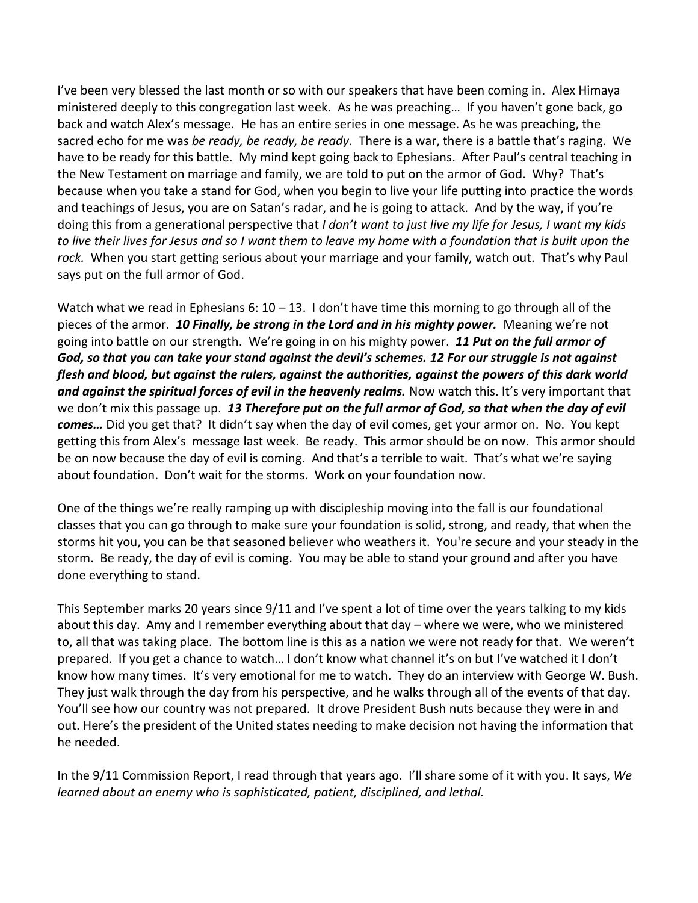I've been very blessed the last month or so with our speakers that have been coming in. Alex Himaya ministered deeply to this congregation last week. As he was preaching… If you haven't gone back, go back and watch Alex's message. He has an entire series in one message. As he was preaching, the sacred echo for me was *be ready, be ready, be ready*. There is a war, there is a battle that's raging. We have to be ready for this battle. My mind kept going back to Ephesians. After Paul's central teaching in the New Testament on marriage and family, we are told to put on the armor of God. Why? That's because when you take a stand for God, when you begin to live your life putting into practice the words and teachings of Jesus, you are on Satan's radar, and he is going to attack. And by the way, if you're doing this from a generational perspective that *I don't want to just live my life for Jesus, I want my kids to live their lives for Jesus and so I want them to leave my home with a foundation that is built upon the rock.* When you start getting serious about your marriage and your family, watch out. That's why Paul says put on the full armor of God.

Watch what we read in Ephesians 6: 10 – 13. I don't have time this morning to go through all of the pieces of the armor. ***10 Finally, be strong in the Lord and in his mighty power.*** Meaning we're not going into battle on our strength. We're going in on his mighty power. ***11 Put on the full armor of God, so that you can take your stand against the devil's schemes. 12 For our struggle is not against flesh and blood, but against the rulers, against the authorities, against the powers of this dark world and against the spiritual forces of evil in the heavenly realms.*** Now watch this. It's very important that we don't mix this passage up. ***13 Therefore put on the full armor of God, so that when the day of evil comes…*** Did you get that? It didn't say when the day of evil comes, get your armor on. No. You kept getting this from Alex's message last week. Be ready. This armor should be on now. This armor should be on now because the day of evil is coming. And that's a terrible to wait. That's what we're saying about foundation. Don't wait for the storms. Work on your foundation now.

One of the things we're really ramping up with discipleship moving into the fall is our foundational classes that you can go through to make sure your foundation is solid, strong, and ready, that when the storms hit you, you can be that seasoned believer who weathers it. You're secure and your steady in the storm. Be ready, the day of evil is coming. You may be able to stand your ground and after you have done everything to stand.

This September marks 20 years since 9/11 and I've spent a lot of time over the years talking to my kids about this day. Amy and I remember everything about that day – where we were, who we ministered to, all that was taking place. The bottom line is this as a nation we were not ready for that. We weren't prepared. If you get a chance to watch… I don't know what channel it's on but I've watched it I don't know how many times. It's very emotional for me to watch. They do an interview with George W. Bush. They just walk through the day from his perspective, and he walks through all of the events of that day. You'll see how our country was not prepared. It drove President Bush nuts because they were in and out. Here's the president of the United states needing to make decision not having the information that he needed.

In the 9/11 Commission Report, I read through that years ago. I'll share some of it with you. It says, *We learned about an enemy who is sophisticated, patient, disciplined, and lethal.*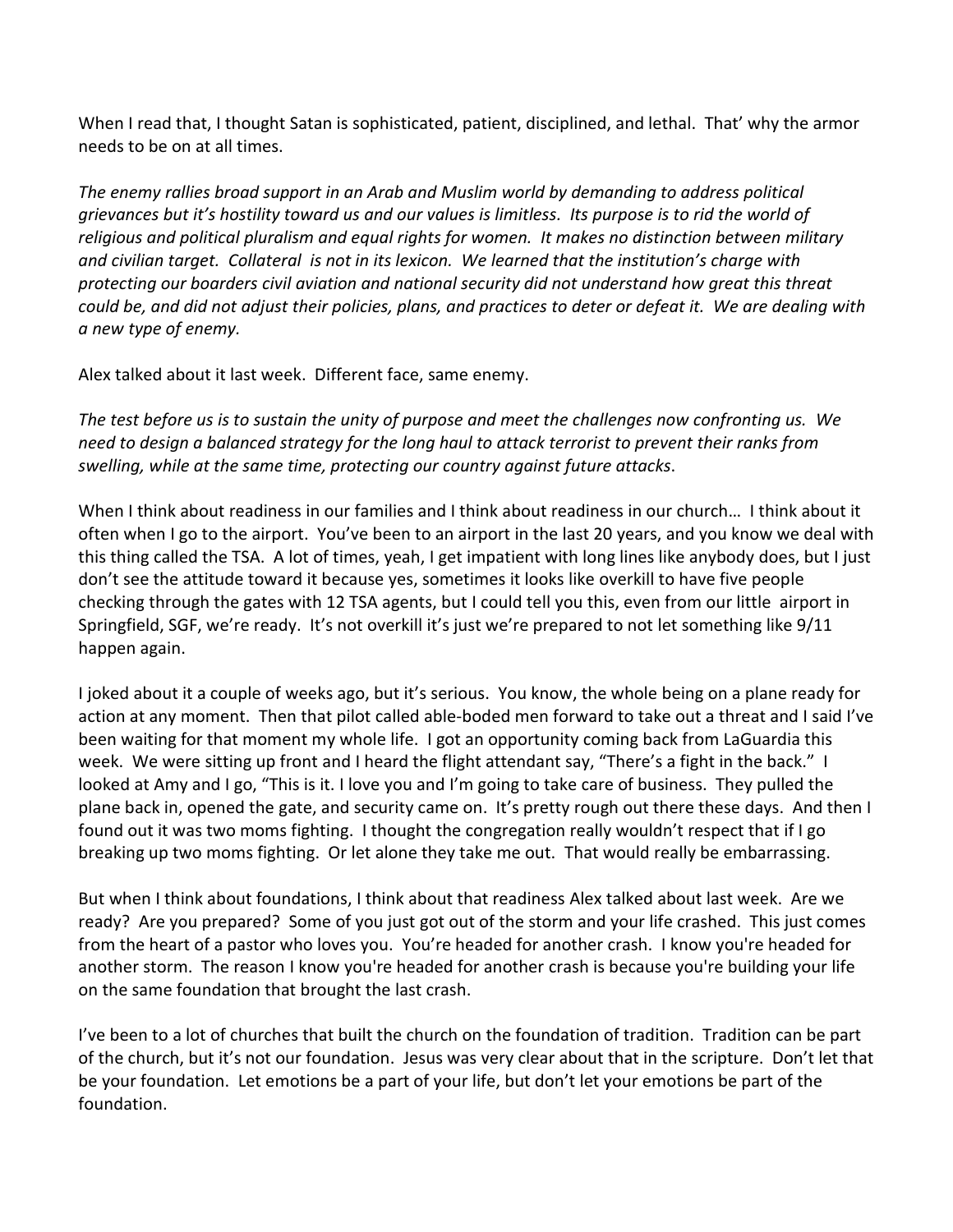When I read that, I thought Satan is sophisticated, patient, disciplined, and lethal. That' why the armor needs to be on at all times.

*The enemy rallies broad support in an Arab and Muslim world by demanding to address political grievances but it's hostility toward us and our values is limitless. Its purpose is to rid the world of religious and political pluralism and equal rights for women. It makes no distinction between military and civilian target. Collateral is not in its lexicon. We learned that the institution's charge with protecting our boarders civil aviation and national security did not understand how great this threat could be, and did not adjust their policies, plans, and practices to deter or defeat it. We are dealing with a new type of enemy.*

Alex talked about it last week. Different face, same enemy.

*The test before us is to sustain the unity of purpose and meet the challenges now confronting us. We need to design a balanced strategy for the long haul to attack terrorist to prevent their ranks from swelling, while at the same time, protecting our country against future attacks*.

When I think about readiness in our families and I think about readiness in our church… I think about it often when I go to the airport. You've been to an airport in the last 20 years, and you know we deal with this thing called the TSA. A lot of times, yeah, I get impatient with long lines like anybody does, but I just don't see the attitude toward it because yes, sometimes it looks like overkill to have five people checking through the gates with 12 TSA agents, but I could tell you this, even from our little airport in Springfield, SGF, we're ready. It's not overkill it's just we're prepared to not let something like 9/11 happen again.

I joked about it a couple of weeks ago, but it's serious. You know, the whole being on a plane ready for action at any moment. Then that pilot called able-boded men forward to take out a threat and I said I've been waiting for that moment my whole life. I got an opportunity coming back from LaGuardia this week. We were sitting up front and I heard the flight attendant say, "There's a fight in the back." I looked at Amy and I go, "This is it. I love you and I'm going to take care of business. They pulled the plane back in, opened the gate, and security came on. It's pretty rough out there these days. And then I found out it was two moms fighting. I thought the congregation really wouldn't respect that if I go breaking up two moms fighting. Or let alone they take me out. That would really be embarrassing.

But when I think about foundations, I think about that readiness Alex talked about last week. Are we ready? Are you prepared? Some of you just got out of the storm and your life crashed. This just comes from the heart of a pastor who loves you. You're headed for another crash. I know you're headed for another storm. The reason I know you're headed for another crash is because you're building your life on the same foundation that brought the last crash.

I've been to a lot of churches that built the church on the foundation of tradition. Tradition can be part of the church, but it's not our foundation. Jesus was very clear about that in the scripture. Don't let that be your foundation. Let emotions be a part of your life, but don't let your emotions be part of the foundation.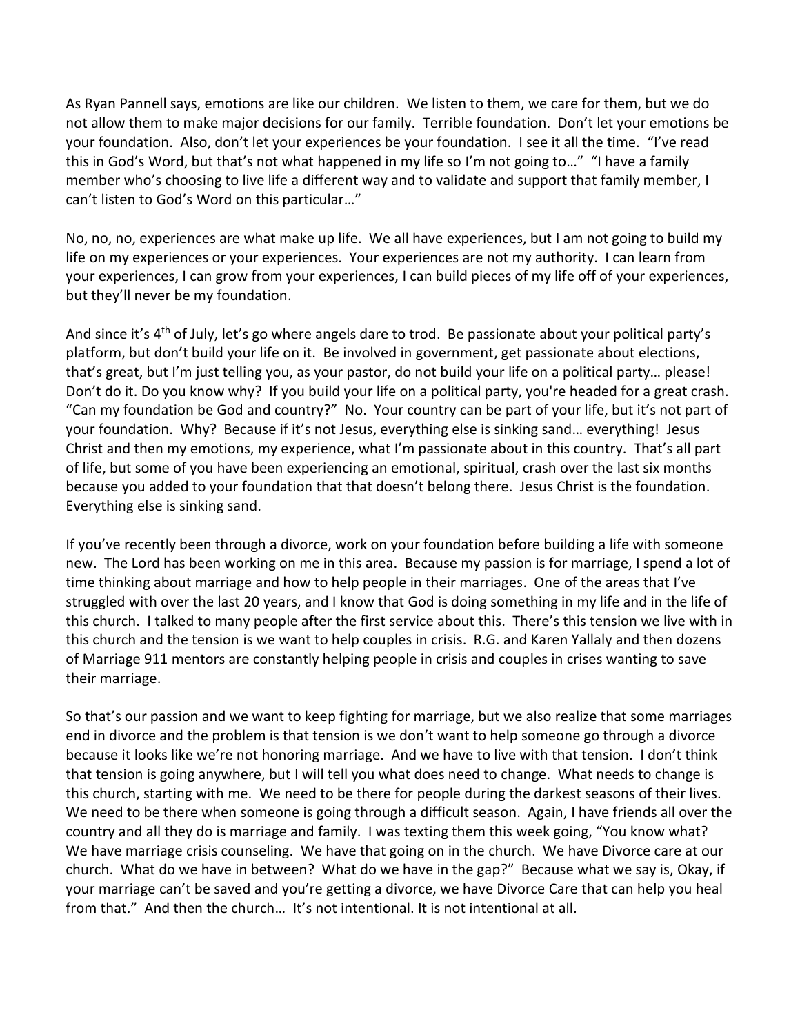As Ryan Pannell says, emotions are like our children. We listen to them, we care for them, but we do not allow them to make major decisions for our family. Terrible foundation. Don't let your emotions be your foundation. Also, don't let your experiences be your foundation. I see it all the time. "I've read this in God's Word, but that's not what happened in my life so I'm not going to…" "I have a family member who's choosing to live life a different way and to validate and support that family member, I can't listen to God's Word on this particular…"

No, no, no, experiences are what make up life. We all have experiences, but I am not going to build my life on my experiences or your experiences. Your experiences are not my authority. I can learn from your experiences, I can grow from your experiences, I can build pieces of my life off of your experiences, but they'll never be my foundation.

And since it's 4th of July, let's go where angels dare to trod. Be passionate about your political party's platform, but don't build your life on it. Be involved in government, get passionate about elections, that's great, but I'm just telling you, as your pastor, do not build your life on a political party… please! Don't do it. Do you know why? If you build your life on a political party, you're headed for a great crash. "Can my foundation be God and country?" No. Your country can be part of your life, but it's not part of your foundation. Why? Because if it's not Jesus, everything else is sinking sand… everything! Jesus Christ and then my emotions, my experience, what I'm passionate about in this country. That's all part of life, but some of you have been experiencing an emotional, spiritual, crash over the last six months because you added to your foundation that that doesn't belong there. Jesus Christ is the foundation. Everything else is sinking sand.

If you've recently been through a divorce, work on your foundation before building a life with someone new. The Lord has been working on me in this area. Because my passion is for marriage, I spend a lot of time thinking about marriage and how to help people in their marriages. One of the areas that I've struggled with over the last 20 years, and I know that God is doing something in my life and in the life of this church. I talked to many people after the first service about this. There's this tension we live with in this church and the tension is we want to help couples in crisis. R.G. and Karen Yallaly and then dozens of Marriage 911 mentors are constantly helping people in crisis and couples in crises wanting to save their marriage.

So that's our passion and we want to keep fighting for marriage, but we also realize that some marriages end in divorce and the problem is that tension is we don't want to help someone go through a divorce because it looks like we're not honoring marriage. And we have to live with that tension. I don't think that tension is going anywhere, but I will tell you what does need to change. What needs to change is this church, starting with me. We need to be there for people during the darkest seasons of their lives. We need to be there when someone is going through a difficult season. Again, I have friends all over the country and all they do is marriage and family. I was texting them this week going, "You know what? We have marriage crisis counseling. We have that going on in the church. We have Divorce care at our church. What do we have in between? What do we have in the gap?" Because what we say is, Okay, if your marriage can't be saved and you're getting a divorce, we have Divorce Care that can help you heal from that." And then the church… It's not intentional. It is not intentional at all.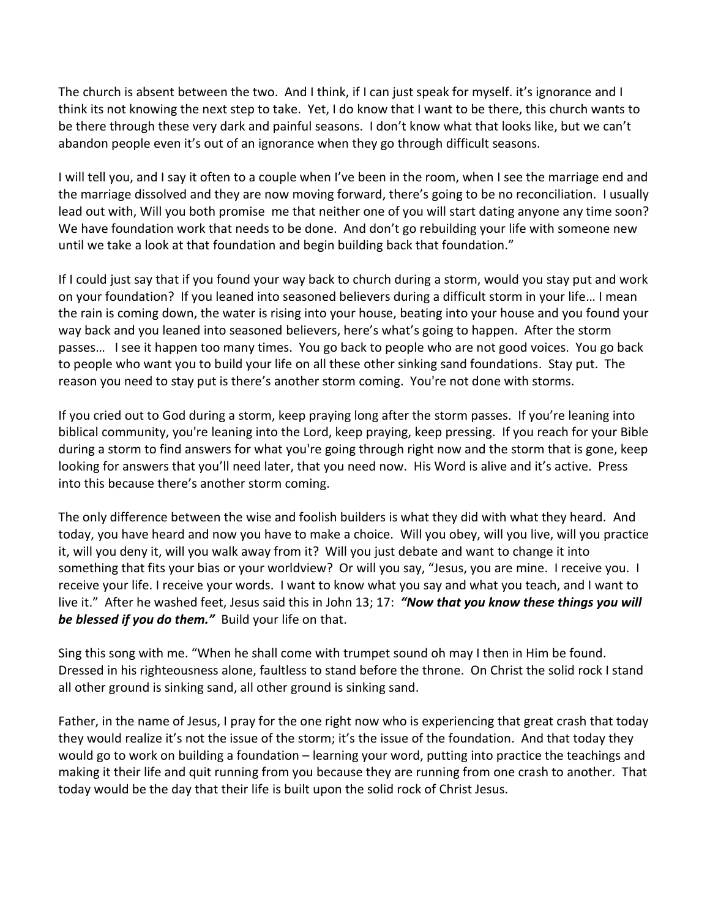The church is absent between the two. And I think, if I can just speak for myself. it's ignorance and I think its not knowing the next step to take. Yet, I do know that I want to be there, this church wants to be there through these very dark and painful seasons. I don't know what that looks like, but we can't abandon people even it's out of an ignorance when they go through difficult seasons.

I will tell you, and I say it often to a couple when I've been in the room, when I see the marriage end and the marriage dissolved and they are now moving forward, there's going to be no reconciliation. I usually lead out with, Will you both promise me that neither one of you will start dating anyone any time soon? We have foundation work that needs to be done. And don't go rebuilding your life with someone new until we take a look at that foundation and begin building back that foundation."

If I could just say that if you found your way back to church during a storm, would you stay put and work on your foundation? If you leaned into seasoned believers during a difficult storm in your life… I mean the rain is coming down, the water is rising into your house, beating into your house and you found your way back and you leaned into seasoned believers, here's what's going to happen. After the storm passes… I see it happen too many times. You go back to people who are not good voices. You go back to people who want you to build your life on all these other sinking sand foundations. Stay put. The reason you need to stay put is there's another storm coming. You're not done with storms.

If you cried out to God during a storm, keep praying long after the storm passes. If you're leaning into biblical community, you're leaning into the Lord, keep praying, keep pressing. If you reach for your Bible during a storm to find answers for what you're going through right now and the storm that is gone, keep looking for answers that you'll need later, that you need now. His Word is alive and it's active. Press into this because there's another storm coming.

The only difference between the wise and foolish builders is what they did with what they heard. And today, you have heard and now you have to make a choice. Will you obey, will you live, will you practice it, will you deny it, will you walk away from it? Will you just debate and want to change it into something that fits your bias or your worldview? Or will you say, "Jesus, you are mine. I receive you. I receive your life. I receive your words. I want to know what you say and what you teach, and I want to live it." After he washed feet, Jesus said this in John 13; 17: ***"Now that you know these things you will be blessed if you do them."*** Build your life on that.

Sing this song with me. "When he shall come with trumpet sound oh may I then in Him be found. Dressed in his righteousness alone, faultless to stand before the throne. On Christ the solid rock I stand all other ground is sinking sand, all other ground is sinking sand.

Father, in the name of Jesus, I pray for the one right now who is experiencing that great crash that today they would realize it's not the issue of the storm; it's the issue of the foundation. And that today they would go to work on building a foundation – learning your word, putting into practice the teachings and making it their life and quit running from you because they are running from one crash to another. That today would be the day that their life is built upon the solid rock of Christ Jesus.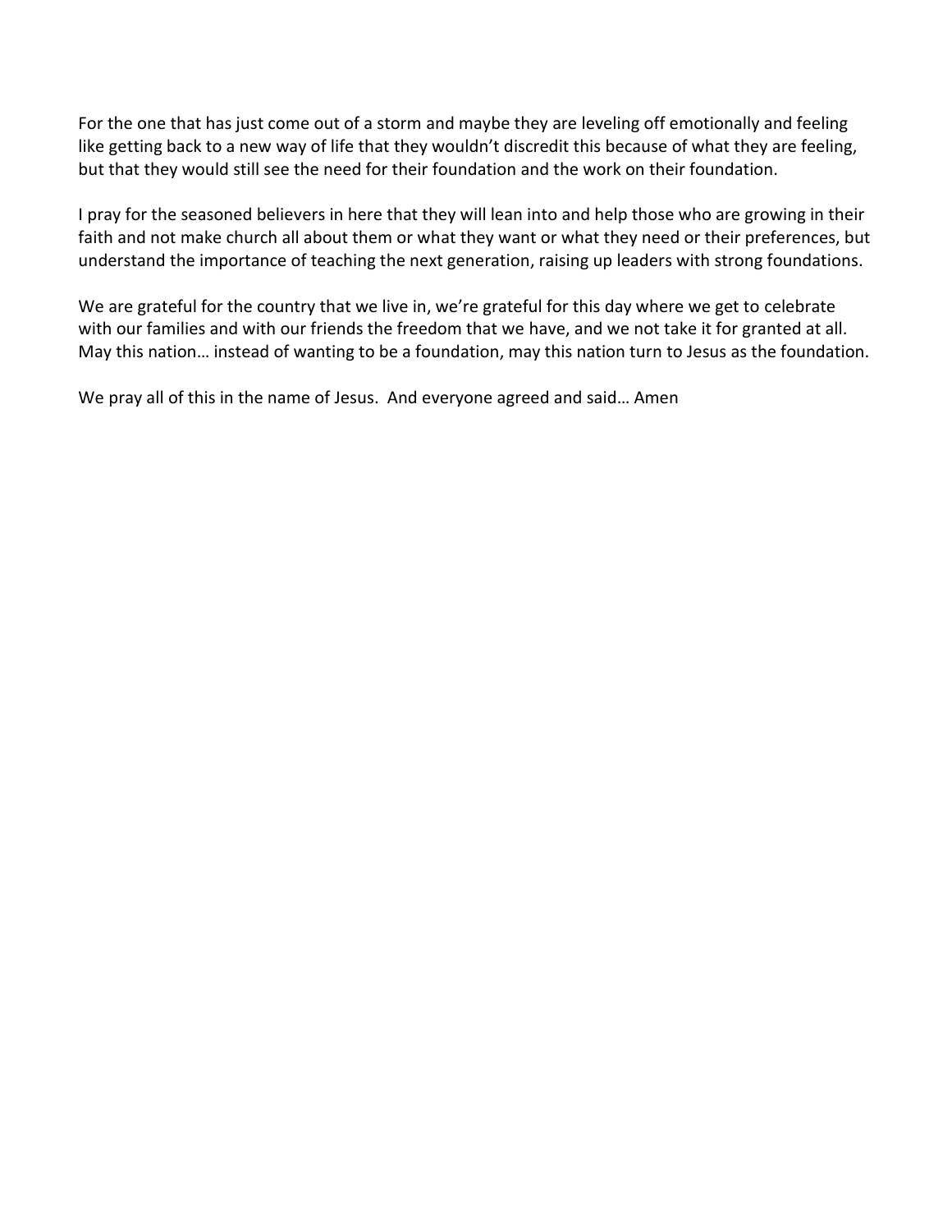For the one that has just come out of a storm and maybe they are leveling off emotionally and feeling like getting back to a new way of life that they wouldn't discredit this because of what they are feeling, but that they would still see the need for their foundation and the work on their foundation.

I pray for the seasoned believers in here that they will lean into and help those who are growing in their faith and not make church all about them or what they want or what they need or their preferences, but understand the importance of teaching the next generation, raising up leaders with strong foundations.

We are grateful for the country that we live in, we're grateful for this day where we get to celebrate with our families and with our friends the freedom that we have, and we not take it for granted at all. May this nation… instead of wanting to be a foundation, may this nation turn to Jesus as the foundation.

We pray all of this in the name of Jesus.  And everyone agreed and said… Amen